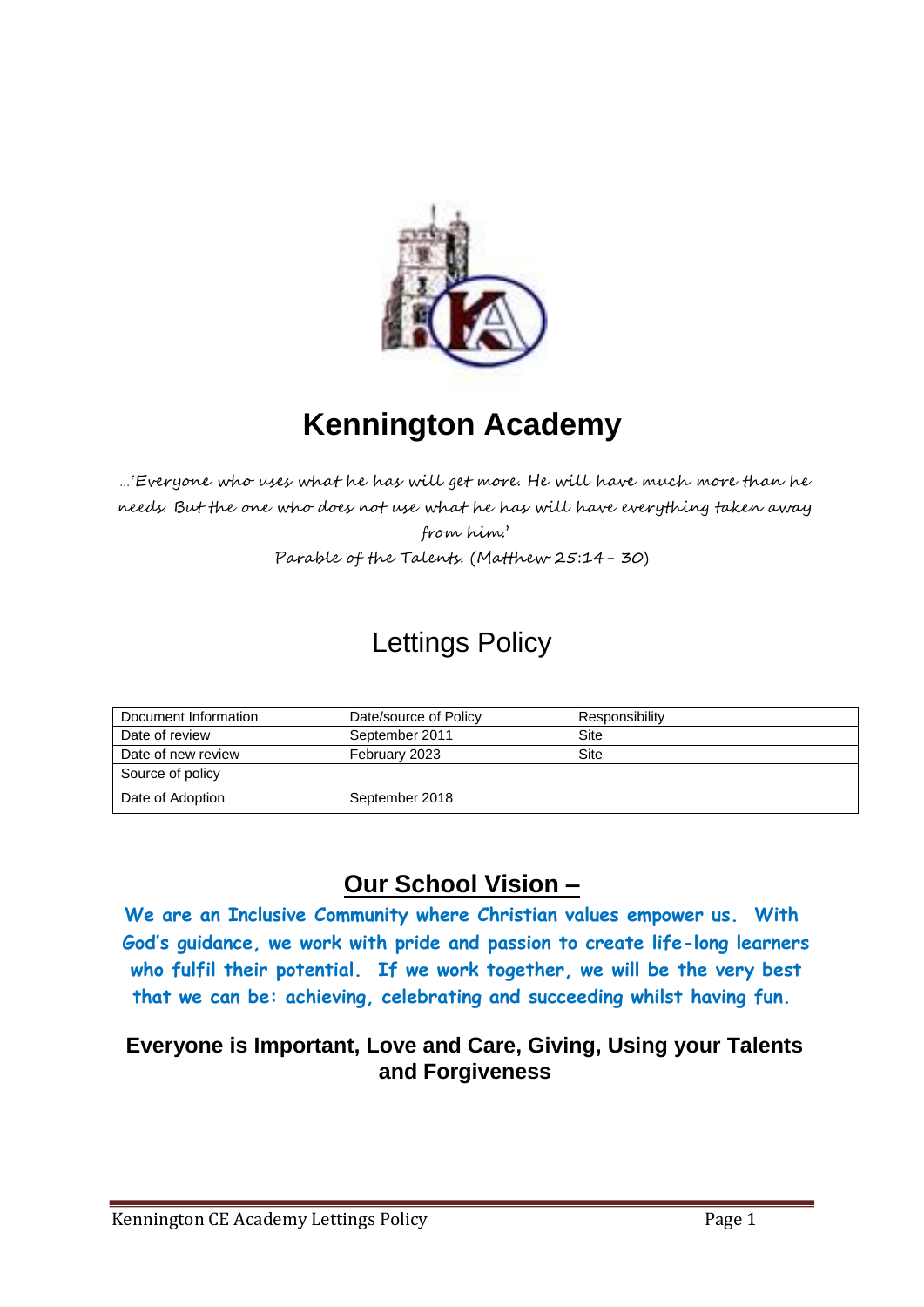# Kennington Academy

…'Everyone who uses what he has will get more. He will have much more than he needs. But the one who does not use what he has will have everything taken away from him.'

Parable of the Talents. (Matthew 25:14 – 30)

## Lettings Policy

| Document Information | Date/source of Policy | Responsibility |
| --- | --- | --- |
| Date of review | September 2011 | Site |
| Date of new review | February 2023 | Site |
| Source of policy | | |
| Date of Adoption | September 2018 | |

## Our School Vision –

**We are an Inclusive Community where Christian values empower us. With God's guidance, we work with pride and passion to create life-long learners who fulfil their potential. If we work together, we will be the very best that we can be: achieving, celebrating and succeeding whilst having fun.**

**Everyone is Important, Love and Care, Giving, Using your Talents and Forgiveness**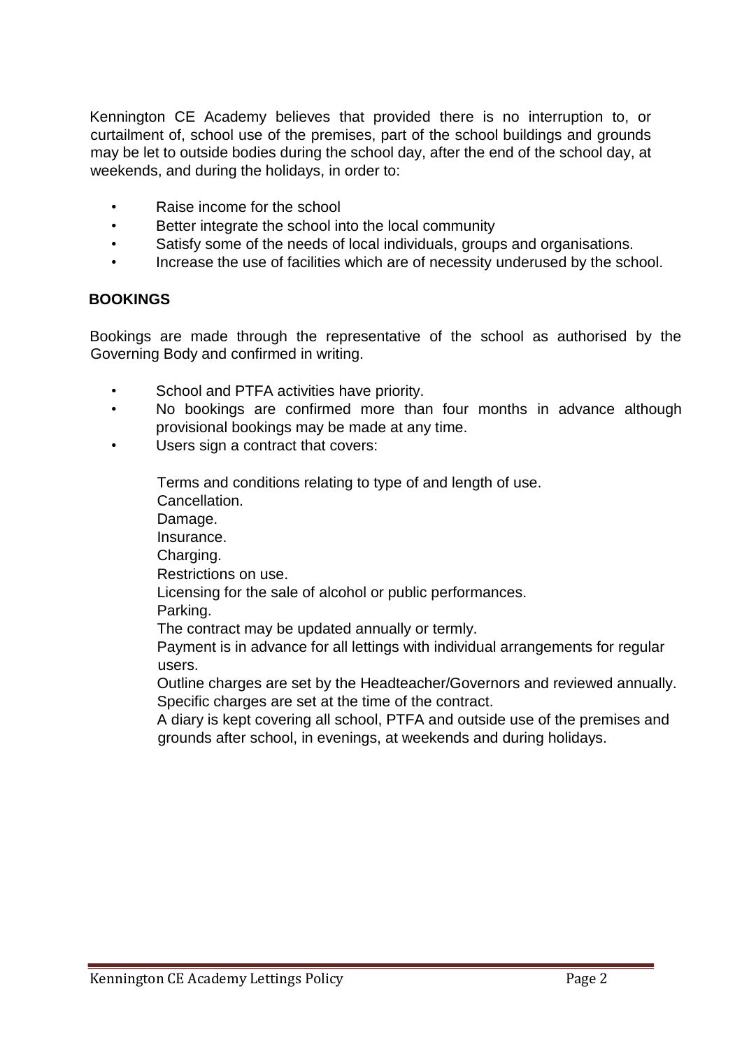Kennington CE Academy believes that provided there is no interruption to, or curtailment of, school use of the premises, part of the school buildings and grounds may be let to outside bodies during the school day, after the end of the school day, at weekends, and during the holidays, in order to:

- Raise income for the school
- Better integrate the school into the local community
- Satisfy some of the needs of local individuals, groups and organisations.
- Increase the use of facilities which are of necessity underused by the school.

## BOOKINGS

Bookings are made through the representative of the school as authorised by the Governing Body and confirmed in writing.

- School and PTFA activities have priority.
- No bookings are confirmed more than four months in advance although provisional bookings may be made at any time.
- Users sign a contract that covers:

  Terms and conditions relating to type of and length of use.
  Cancellation.
  Damage.
  Insurance.
  Charging.
  Restrictions on use.
  Licensing for the sale of alcohol or public performances.
  Parking.
  The contract may be updated annually or termly.
  Payment is in advance for all lettings with individual arrangements for regular users.
  Outline charges are set by the Headteacher/Governors and reviewed annually.
  Specific charges are set at the time of the contract.
  A diary is kept covering all school, PTFA and outside use of the premises and grounds after school, in evenings, at weekends and during holidays.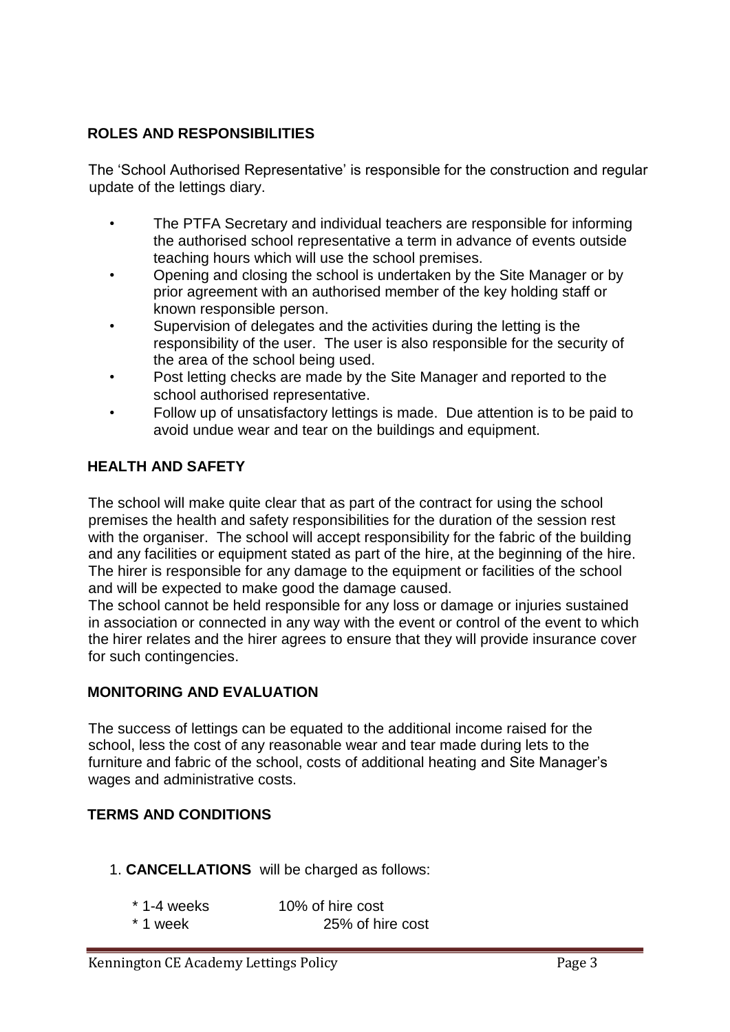## ROLES AND RESPONSIBILITIES

The 'School Authorised Representative' is responsible for the construction and regular update of the lettings diary.

- The PTFA Secretary and individual teachers are responsible for informing the authorised school representative a term in advance of events outside teaching hours which will use the school premises.
- Opening and closing the school is undertaken by the Site Manager or by prior agreement with an authorised member of the key holding staff or known responsible person.
- Supervision of delegates and the activities during the letting is the responsibility of the user. The user is also responsible for the security of the area of the school being used.
- Post letting checks are made by the Site Manager and reported to the school authorised representative.
- Follow up of unsatisfactory lettings is made. Due attention is to be paid to avoid undue wear and tear on the buildings and equipment.

## HEALTH AND SAFETY

The school will make quite clear that as part of the contract for using the school premises the health and safety responsibilities for the duration of the session rest with the organiser. The school will accept responsibility for the fabric of the building and any facilities or equipment stated as part of the hire, at the beginning of the hire. The hirer is responsible for any damage to the equipment or facilities of the school and will be expected to make good the damage caused.

The school cannot be held responsible for any loss or damage or injuries sustained in association or connected in any way with the event or control of the event to which the hirer relates and the hirer agrees to ensure that they will provide insurance cover for such contingencies.

## MONITORING AND EVALUATION

The success of lettings can be equated to the additional income raised for the school, less the cost of any reasonable wear and tear made during lets to the furniture and fabric of the school, costs of additional heating and Site Manager's wages and administrative costs.

## TERMS AND CONDITIONS

1. **CANCELLATIONS** will be charged as follows:

   * 1-4 weeks 10% of hire cost
   * 1 week 25% of hire cost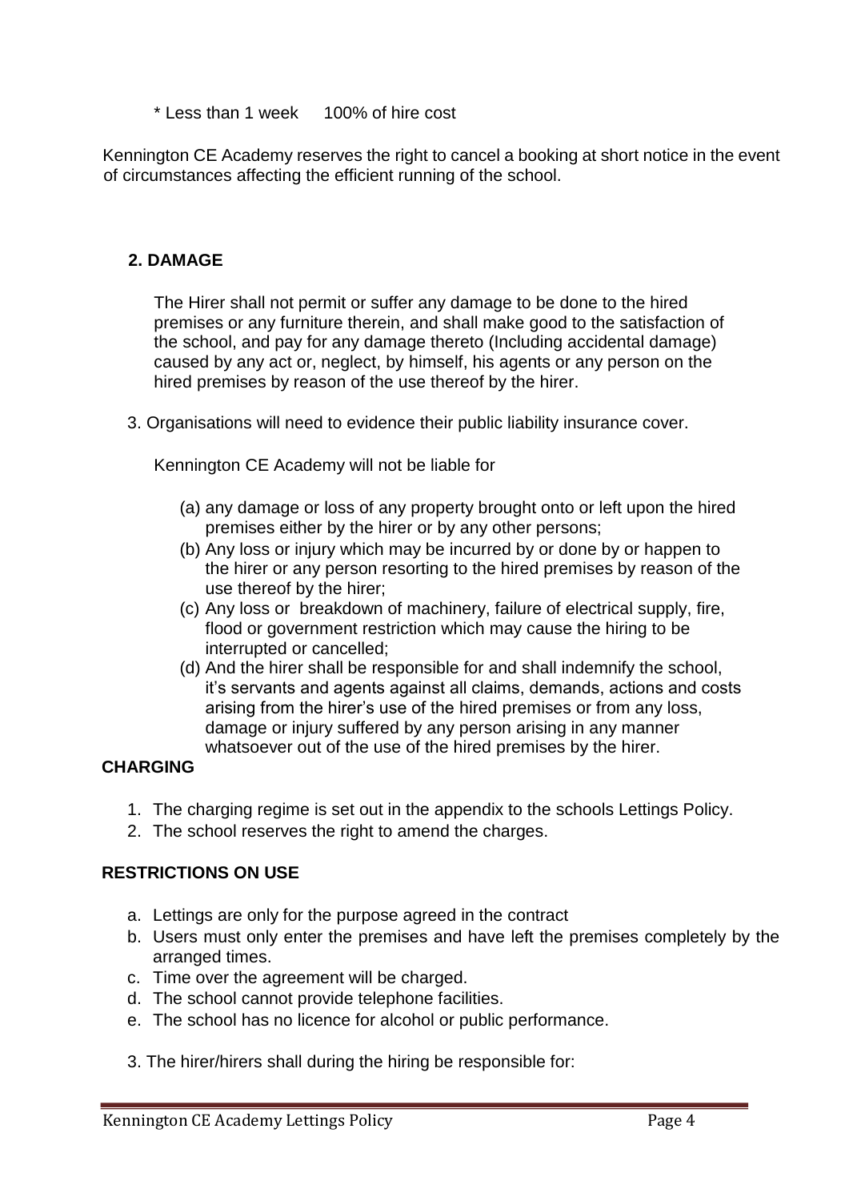* Less than 1 week 100% of hire cost

Kennington CE Academy reserves the right to cancel a booking at short notice in the event of circumstances affecting the efficient running of the school.

**2. DAMAGE**

The Hirer shall not permit or suffer any damage to be done to the hired premises or any furniture therein, and shall make good to the satisfaction of the school, and pay for any damage thereto (Including accidental damage) caused by any act or, neglect, by himself, his agents or any person on the hired premises by reason of the use thereof by the hirer.

3. Organisations will need to evidence their public liability insurance cover.

Kennington CE Academy will not be liable for

(a) any damage or loss of any property brought onto or left upon the hired premises either by the hirer or by any other persons;
(b) Any loss or injury which may be incurred by or done by or happen to the hirer or any person resorting to the hired premises by reason of the use thereof by the hirer;
(c) Any loss or breakdown of machinery, failure of electrical supply, fire, flood or government restriction which may cause the hiring to be interrupted or cancelled;
(d) And the hirer shall be responsible for and shall indemnify the school, it's servants and agents against all claims, demands, actions and costs arising from the hirer's use of the hired premises or from any loss, damage or injury suffered by any person arising in any manner whatsoever out of the use of the hired premises by the hirer.

**CHARGING**

1. The charging regime is set out in the appendix to the schools Lettings Policy.
2. The school reserves the right to amend the charges.

**RESTRICTIONS ON USE**

a. Lettings are only for the purpose agreed in the contract
b. Users must only enter the premises and have left the premises completely by the arranged times.
c. Time over the agreement will be charged.
d. The school cannot provide telephone facilities.
e. The school has no licence for alcohol or public performance.

3. The hirer/hirers shall during the hiring be responsible for: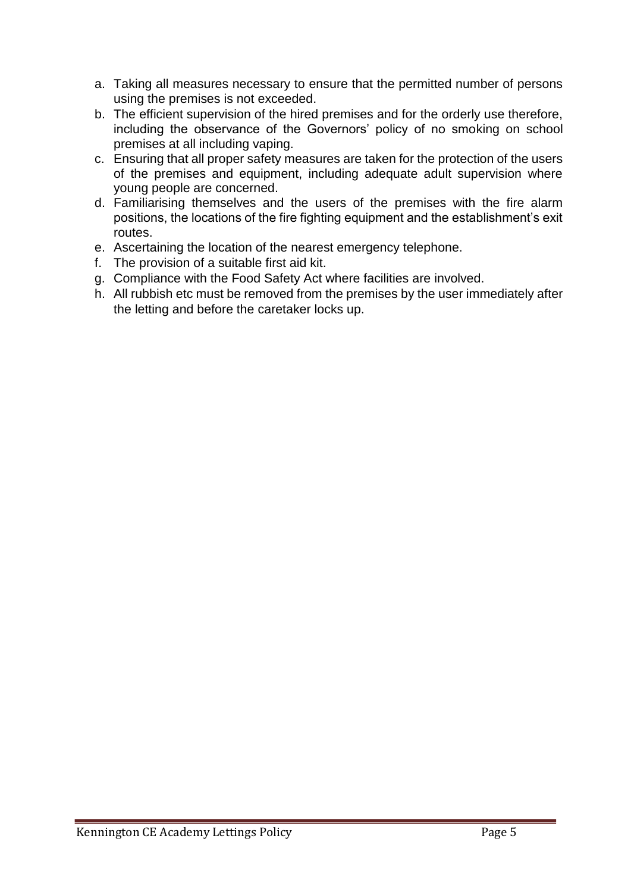a. Taking all measures necessary to ensure that the permitted number of persons using the premises is not exceeded.
b. The efficient supervision of the hired premises and for the orderly use therefore, including the observance of the Governors' policy of no smoking on school premises at all including vaping.
c. Ensuring that all proper safety measures are taken for the protection of the users of the premises and equipment, including adequate adult supervision where young people are concerned.
d. Familiarising themselves and the users of the premises with the fire alarm positions, the locations of the fire fighting equipment and the establishment's exit routes.
e. Ascertaining the location of the nearest emergency telephone.
f. The provision of a suitable first aid kit.
g. Compliance with the Food Safety Act where facilities are involved.
h. All rubbish etc must be removed from the premises by the user immediately after the letting and before the caretaker locks up.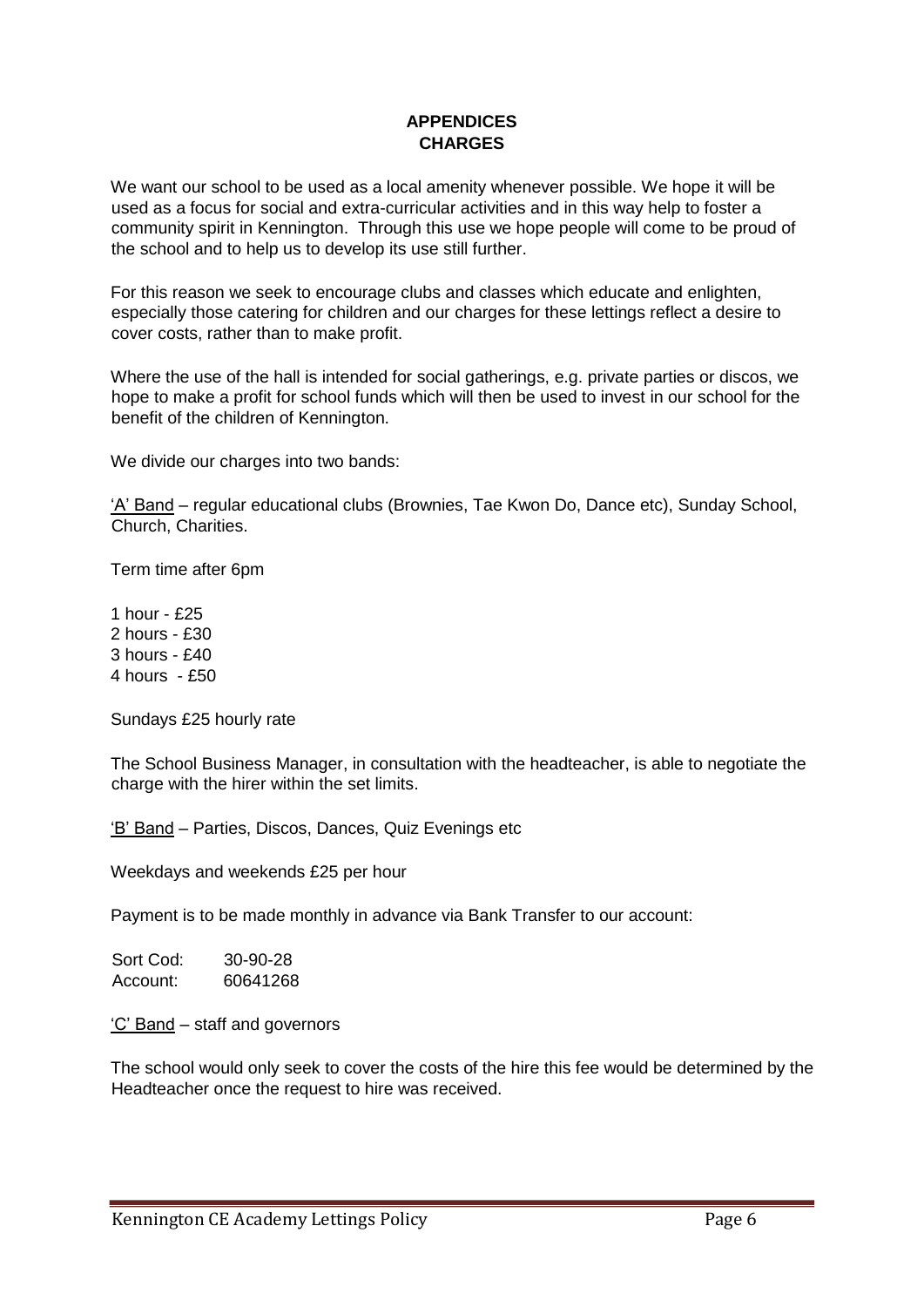# APPENDICES
## CHARGES

We want our school to be used as a local amenity whenever possible. We hope it will be used as a focus for social and extra-curricular activities and in this way help to foster a community spirit in Kennington. Through this use we hope people will come to be proud of the school and to help us to develop its use still further.

For this reason we seek to encourage clubs and classes which educate and enlighten, especially those catering for children and our charges for these lettings reflect a desire to cover costs, rather than to make profit.

Where the use of the hall is intended for social gatherings, e.g. private parties or discos, we hope to make a profit for school funds which will then be used to invest in our school for the benefit of the children of Kennington.

We divide our charges into two bands:

'A' Band – regular educational clubs (Brownies, Tae Kwon Do, Dance etc), Sunday School, Church, Charities.

Term time after 6pm

1 hour - £25
2 hours - £30
3 hours - £40
4 hours - £50

Sundays £25 hourly rate

The School Business Manager, in consultation with the headteacher, is able to negotiate the charge with the hirer within the set limits.

'B' Band – Parties, Discos, Dances, Quiz Evenings etc

Weekdays and weekends £25 per hour

Payment is to be made monthly in advance via Bank Transfer to our account:

Sort Cod: 30-90-28
Account: 60641268

'C' Band – staff and governors

The school would only seek to cover the costs of the hire this fee would be determined by the Headteacher once the request to hire was received.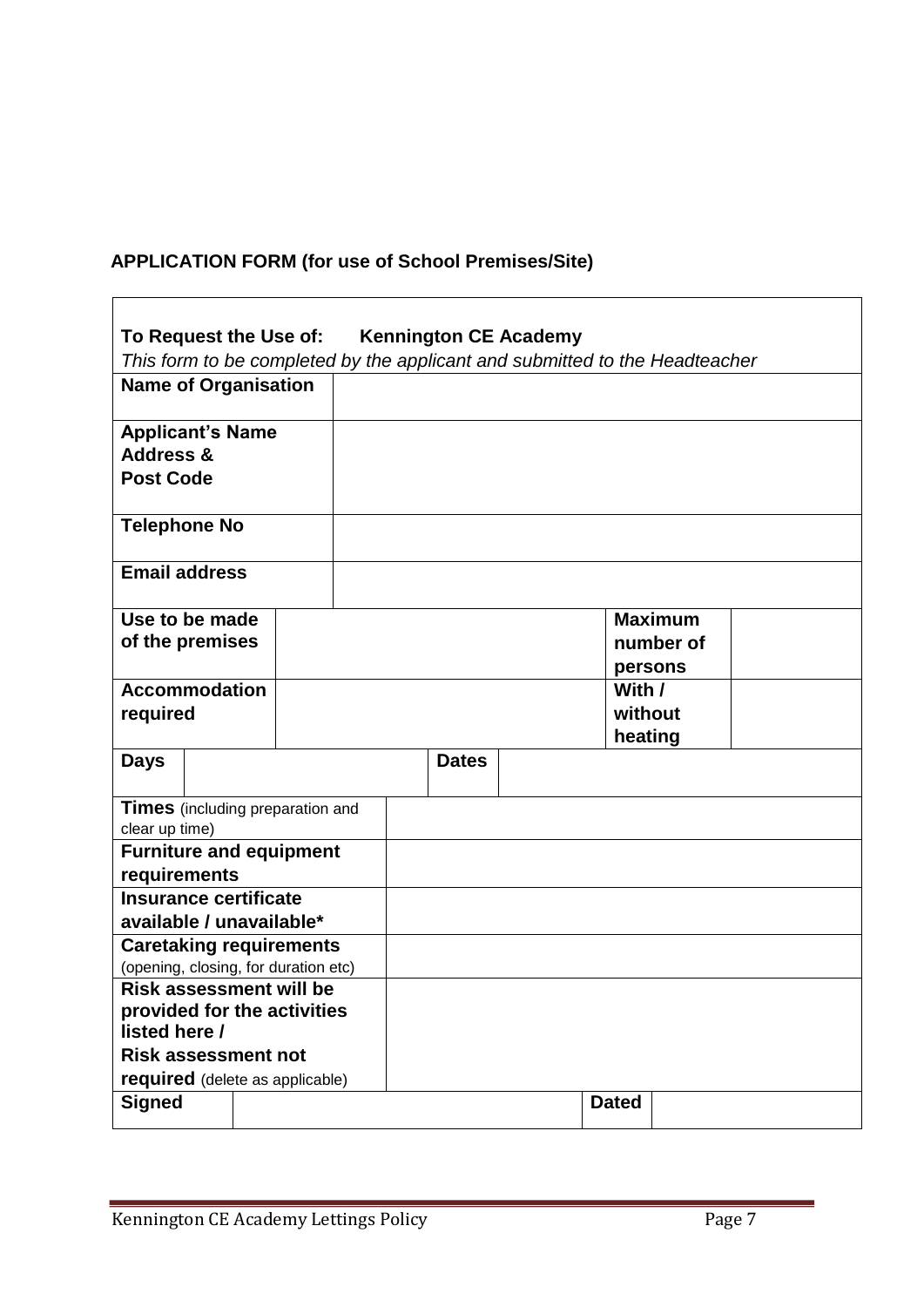**APPLICATION FORM (for use of School Premises/Site)**

| **To Request the Use of: Kennington CE Academy**<br>*This form to be completed by the applicant and submitted to the Headteacher* | | | |
|---|---|---|---|
| **Name of Organisation** | | | |
| **Applicant's Name Address & Post Code** | | | |
| **Telephone No** | | | |
| **Email address** | | | |
| **Use to be made of the premises** | | **Maximum number of persons** | |
| **Accommodation required** | | **With / without heating** | |
| **Days** | | **Dates** | |
| **Times** (including preparation and clear up time) | | | |
| **Furniture and equipment requirements** | | | |
| **Insurance certificate available / unavailable*** | | | |
| **Caretaking requirements** (opening, closing, for duration etc) | | | |
| **Risk assessment will be provided for the activities listed here / Risk assessment not required** (delete as applicable) | | | |
| **Signed** | | **Dated** | |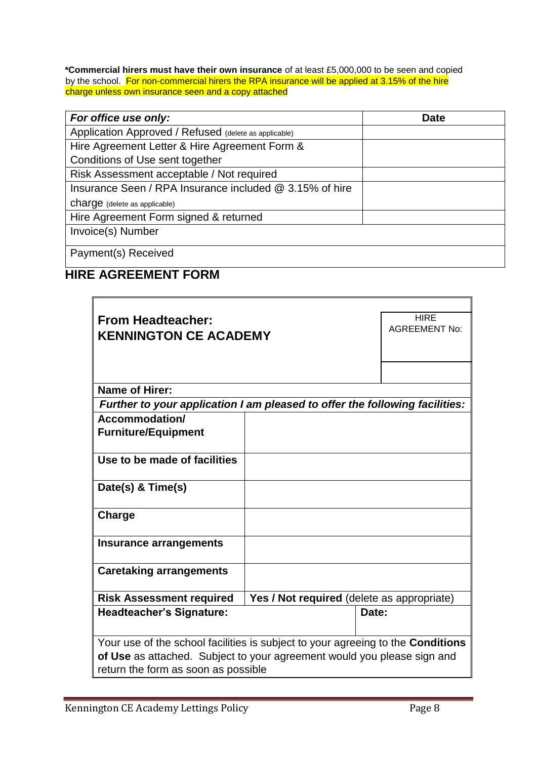**\*Commercial hirers must have their own insurance** of at least £5,000,000 to be seen and copied by the school. For non-commercial hirers the RPA insurance will be applied at 3.15% of the hire charge unless own insurance seen and a copy attached

| ***For office use only:*** | **Date** |
|---|---|
| Application Approved / Refused (delete as applicable) | |
| Hire Agreement Letter & Hire Agreement Form & Conditions of Use sent together | |
| Risk Assessment acceptable / Not required | |
| Insurance Seen / RPA Insurance included @ 3.15% of hire charge (delete as applicable) | |
| Hire Agreement Form signed & returned | |
| Invoice(s) Number | |
| Payment(s) Received | |

## HIRE AGREEMENT FORM

| **From Headteacher: KENNINGTON CE ACADEMY** | | HIRE AGREEMENT No: |
|---|---|---|
| **Name of Hirer:** | | |
| ***Further to your application I am pleased to offer the following facilities:*** | | |
| **Accommodation/ Furniture/Equipment** | | |
| **Use to be made of facilities** | | |
| **Date(s) & Time(s)** | | |
| **Charge** | | |
| **Insurance arrangements** | | |
| **Caretaking arrangements** | | |
| **Risk Assessment required** | **Yes / Not required** (delete as appropriate) | |
| **Headteacher's Signature:** | | **Date:** |
| Your use of the school facilities is subject to your agreeing to the **Conditions of Use** as attached. Subject to your agreement would you please sign and return the form as soon as possible | | |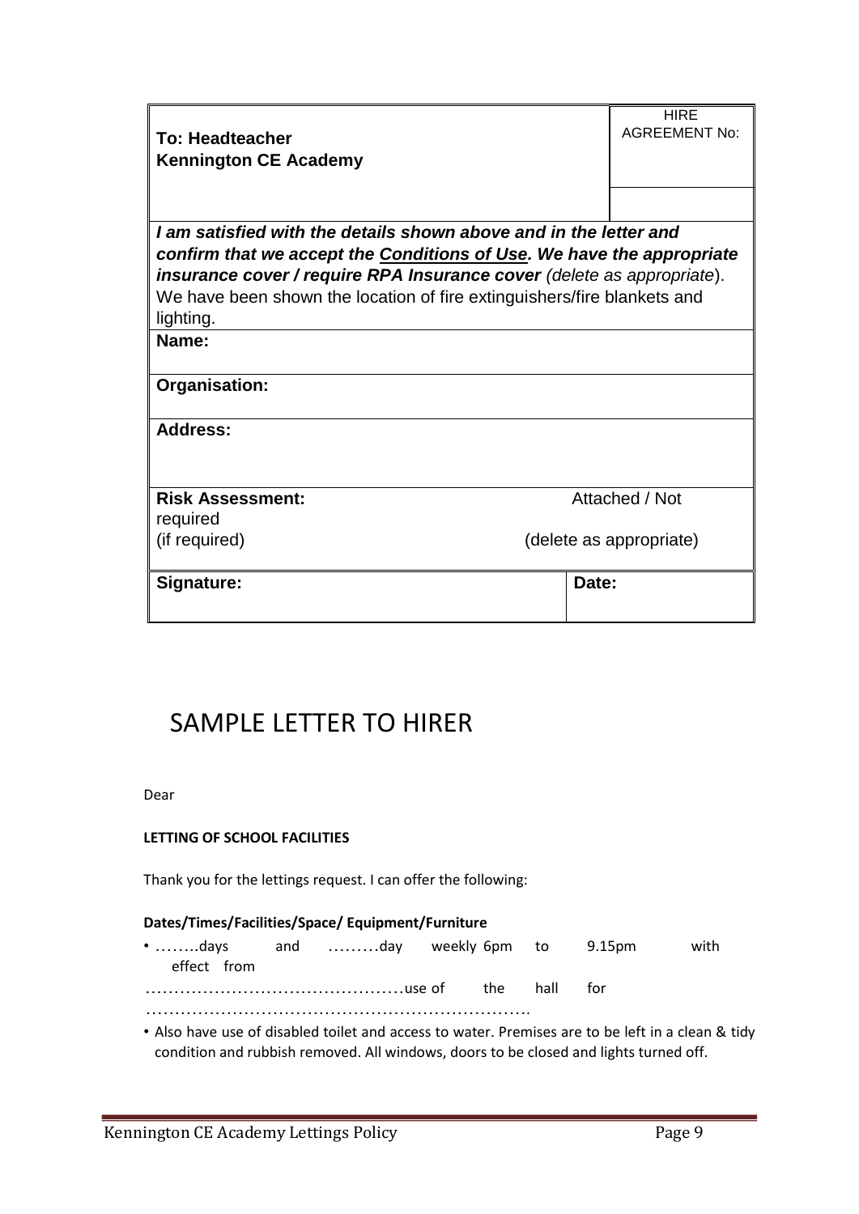| To: Headteacher<br>Kennington CE Academy | | HIRE AGREEMENT No: |
|---|---|---|
| | | |
| ***I am satisfied with the details shown above and in the letter and confirm that we accept the Conditions of Use. We have the appropriate insurance cover / require RPA Insurance cover*** *(delete as appropriate)*. We have been shown the location of fire extinguishers/fire blankets and lighting. | | |
| **Name:** | | |
| **Organisation:** | | |
| **Address:** | | |
| **Risk Assessment:** required (if required) | Attached / Not (delete as appropriate) | |
| **Signature:** | **Date:** | |

# SAMPLE LETTER TO HIRER

Dear

**LETTING OF SCHOOL FACILITIES**

Thank you for the lettings request. I can offer the following:

**Dates/Times/Facilities/Space/ Equipment/Furniture**

- ……..days and ………day weekly 6pm to 9.15pm with effect from ………………………………………use of the hall for ………………………………………………………….
- Also have use of disabled toilet and access to water. Premises are to be left in a clean & tidy condition and rubbish removed. All windows, doors to be closed and lights turned off.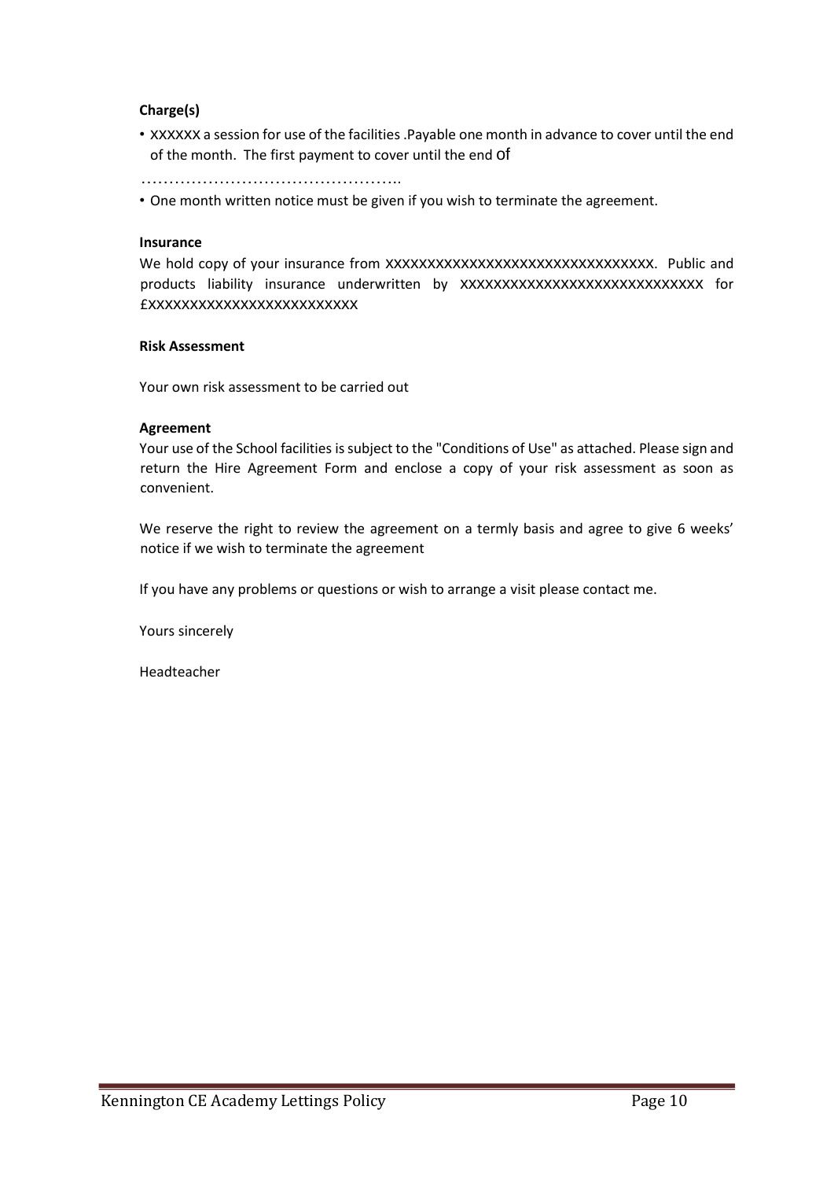**Charge(s)**

- XXXXXX a session for use of the facilities .Payable one month in advance to cover until the end of the month. The first payment to cover until the end of

……………………………………….

- One month written notice must be given if you wish to terminate the agreement.

**Insurance**

We hold copy of your insurance from XXXXXXXXXXXXXXXXXXXXXXXXXXXXXXXX. Public and products liability insurance underwritten by XXXXXXXXXXXXXXXXXXXXXXXXXXXXX for £XXXXXXXXXXXXXXXXXXXXXXXXX

**Risk Assessment**

Your own risk assessment to be carried out

**Agreement**

Your use of the School facilities is subject to the "Conditions of Use" as attached. Please sign and return the Hire Agreement Form and enclose a copy of your risk assessment as soon as convenient.

We reserve the right to review the agreement on a termly basis and agree to give 6 weeks' notice if we wish to terminate the agreement

If you have any problems or questions or wish to arrange a visit please contact me.

Yours sincerely

Headteacher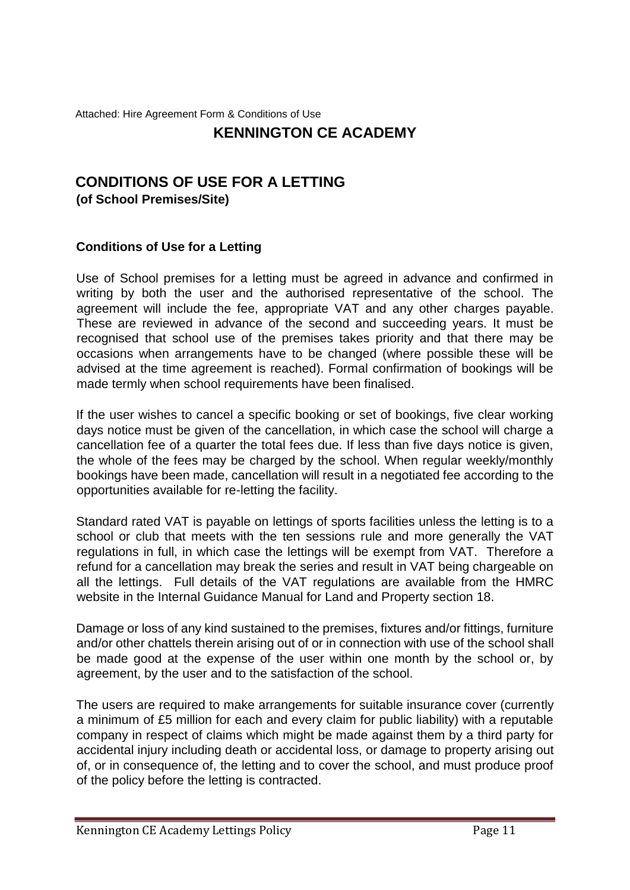Attached: Hire Agreement Form & Conditions of Use

# KENNINGTON CE ACADEMY

## CONDITIONS OF USE FOR A LETTING
**(of School Premises/Site)**

### Conditions of Use for a Letting

Use of School premises for a letting must be agreed in advance and confirmed in writing by both the user and the authorised representative of the school. The agreement will include the fee, appropriate VAT and any other charges payable. These are reviewed in advance of the second and succeeding years. It must be recognised that school use of the premises takes priority and that there may be occasions when arrangements have to be changed (where possible these will be advised at the time agreement is reached). Formal confirmation of bookings will be made termly when school requirements have been finalised.

If the user wishes to cancel a specific booking or set of bookings, five clear working days notice must be given of the cancellation, in which case the school will charge a cancellation fee of a quarter the total fees due. If less than five days notice is given, the whole of the fees may be charged by the school. When regular weekly/monthly bookings have been made, cancellation will result in a negotiated fee according to the opportunities available for re-letting the facility.

Standard rated VAT is payable on lettings of sports facilities unless the letting is to a school or club that meets with the ten sessions rule and more generally the VAT regulations in full, in which case the lettings will be exempt from VAT. Therefore a refund for a cancellation may break the series and result in VAT being chargeable on all the lettings. Full details of the VAT regulations are available from the HMRC website in the Internal Guidance Manual for Land and Property section 18.

Damage or loss of any kind sustained to the premises, fixtures and/or fittings, furniture and/or other chattels therein arising out of or in connection with use of the school shall be made good at the expense of the user within one month by the school or, by agreement, by the user and to the satisfaction of the school.

The users are required to make arrangements for suitable insurance cover (currently a minimum of £5 million for each and every claim for public liability) with a reputable company in respect of claims which might be made against them by a third party for accidental injury including death or accidental loss, or damage to property arising out of, or in consequence of, the letting and to cover the school, and must produce proof of the policy before the letting is contracted.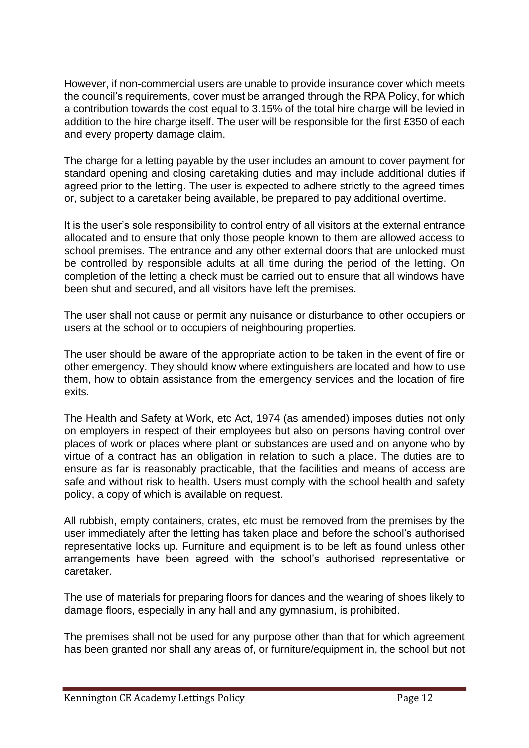However, if non-commercial users are unable to provide insurance cover which meets the council's requirements, cover must be arranged through the RPA Policy, for which a contribution towards the cost equal to 3.15% of the total hire charge will be levied in addition to the hire charge itself. The user will be responsible for the first £350 of each and every property damage claim.

The charge for a letting payable by the user includes an amount to cover payment for standard opening and closing caretaking duties and may include additional duties if agreed prior to the letting. The user is expected to adhere strictly to the agreed times or, subject to a caretaker being available, be prepared to pay additional overtime.

It is the user's sole responsibility to control entry of all visitors at the external entrance allocated and to ensure that only those people known to them are allowed access to school premises. The entrance and any other external doors that are unlocked must be controlled by responsible adults at all time during the period of the letting. On completion of the letting a check must be carried out to ensure that all windows have been shut and secured, and all visitors have left the premises.

The user shall not cause or permit any nuisance or disturbance to other occupiers or users at the school or to occupiers of neighbouring properties.

The user should be aware of the appropriate action to be taken in the event of fire or other emergency. They should know where extinguishers are located and how to use them, how to obtain assistance from the emergency services and the location of fire exits.

The Health and Safety at Work, etc Act, 1974 (as amended) imposes duties not only on employers in respect of their employees but also on persons having control over places of work or places where plant or substances are used and on anyone who by virtue of a contract has an obligation in relation to such a place. The duties are to ensure as far is reasonably practicable, that the facilities and means of access are safe and without risk to health. Users must comply with the school health and safety policy, a copy of which is available on request.

All rubbish, empty containers, crates, etc must be removed from the premises by the user immediately after the letting has taken place and before the school's authorised representative locks up. Furniture and equipment is to be left as found unless other arrangements have been agreed with the school's authorised representative or caretaker.

The use of materials for preparing floors for dances and the wearing of shoes likely to damage floors, especially in any hall and any gymnasium, is prohibited.

The premises shall not be used for any purpose other than that for which agreement has been granted nor shall any areas of, or furniture/equipment in, the school but not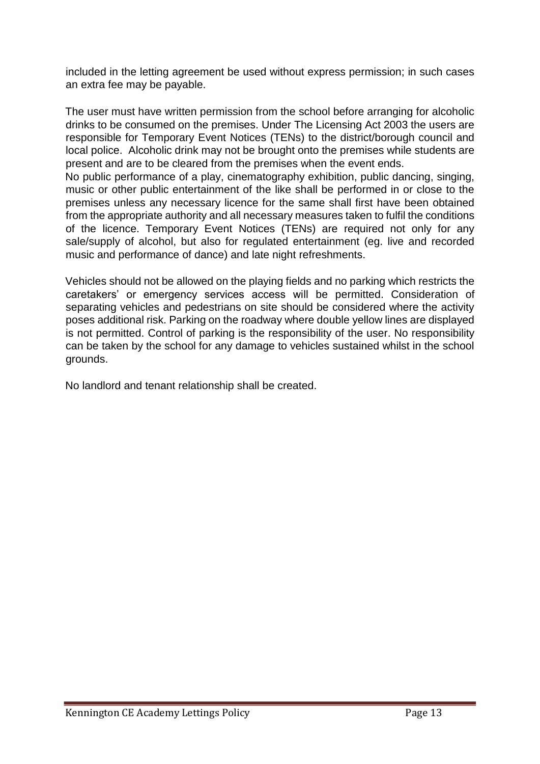included in the letting agreement be used without express permission; in such cases an extra fee may be payable.

The user must have written permission from the school before arranging for alcoholic drinks to be consumed on the premises. Under The Licensing Act 2003 the users are responsible for Temporary Event Notices (TENs) to the district/borough council and local police. Alcoholic drink may not be brought onto the premises while students are present and are to be cleared from the premises when the event ends.
No public performance of a play, cinematography exhibition, public dancing, singing, music or other public entertainment of the like shall be performed in or close to the premises unless any necessary licence for the same shall first have been obtained from the appropriate authority and all necessary measures taken to fulfil the conditions of the licence. Temporary Event Notices (TENs) are required not only for any sale/supply of alcohol, but also for regulated entertainment (eg. live and recorded music and performance of dance) and late night refreshments.

Vehicles should not be allowed on the playing fields and no parking which restricts the caretakers' or emergency services access will be permitted. Consideration of separating vehicles and pedestrians on site should be considered where the activity poses additional risk. Parking on the roadway where double yellow lines are displayed is not permitted. Control of parking is the responsibility of the user. No responsibility can be taken by the school for any damage to vehicles sustained whilst in the school grounds.

No landlord and tenant relationship shall be created.